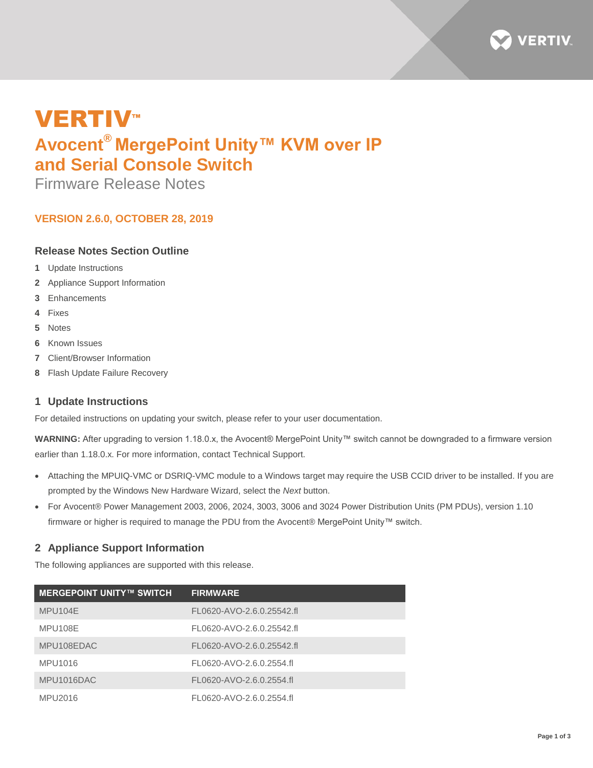# VERTIV™

# Avocent® MergePoint Unity™ KVM over IP and Serial Console Switch

Firmware Release Notes

**VERSION 2.6.0, OCTOBER 28, 2019**

### Release Notes Section Outline

1. Update Instructions
2. Appliance Support Information
3. Enhancements
4. Fixes
5. Notes
6. Known Issues
7. Client/Browser Information
8. Flash Update Failure Recovery

## 1 Update Instructions

For detailed instructions on updating your switch, please refer to your user documentation.

**WARNING:** After upgrading to version 1.18.0.x, the Avocent® MergePoint Unity™ switch cannot be downgraded to a firmware version earlier than 1.18.0.x. For more information, contact Technical Support.

- Attaching the MPUIQ-VMC or DSRIQ-VMC module to a Windows target may require the USB CCID driver to be installed. If you are prompted by the Windows New Hardware Wizard, select the *Next* button.
- For Avocent® Power Management 2003, 2006, 2024, 3003, 3006 and 3024 Power Distribution Units (PM PDUs), version 1.10 firmware or higher is required to manage the PDU from the Avocent® MergePoint Unity™ switch.

## 2 Appliance Support Information

The following appliances are supported with this release.

| MERGEPOINT UNITY™ SWITCH | FIRMWARE |
|---|---|
| MPU104E | FL0620-AVO-2.6.0.25542.fl |
| MPU108E | FL0620-AVO-2.6.0.25542.fl |
| MPU108EDAC | FL0620-AVO-2.6.0.25542.fl |
| MPU1016 | FL0620-AVO-2.6.0.2554.fl |
| MPU1016DAC | FL0620-AVO-2.6.0.2554.fl |
| MPU2016 | FL0620-AVO-2.6.0.2554.fl |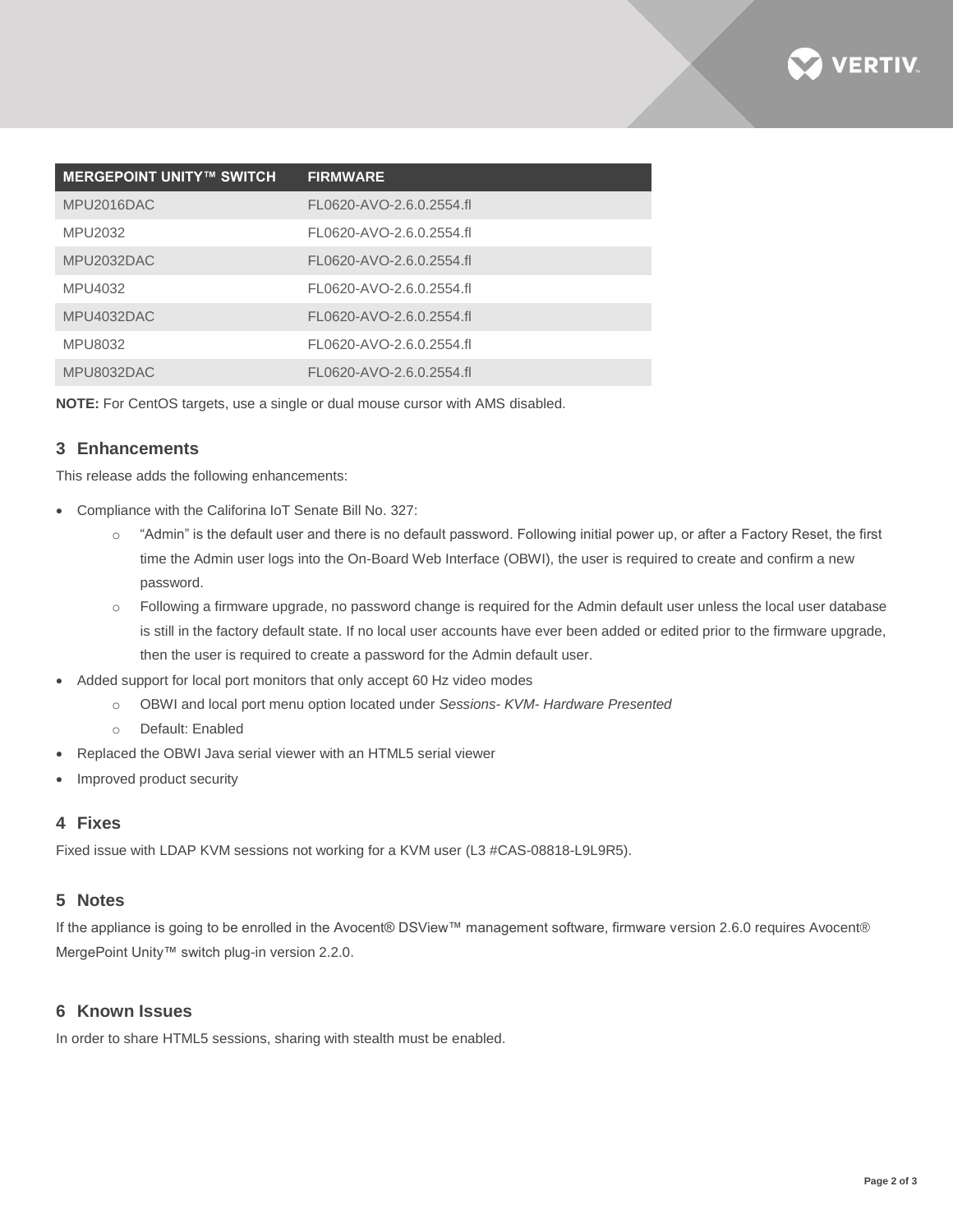| MERGEPOINT UNITY™ SWITCH | FIRMWARE |
| --- | --- |
| MPU2016DAC | FL0620-AVO-2.6.0.2554.fl |
| MPU2032 | FL0620-AVO-2.6.0.2554.fl |
| MPU2032DAC | FL0620-AVO-2.6.0.2554.fl |
| MPU4032 | FL0620-AVO-2.6.0.2554.fl |
| MPU4032DAC | FL0620-AVO-2.6.0.2554.fl |
| MPU8032 | FL0620-AVO-2.6.0.2554.fl |
| MPU8032DAC | FL0620-AVO-2.6.0.2554.fl |

**NOTE:** For CentOS targets, use a single or dual mouse cursor with AMS disabled.

## 3 Enhancements

This release adds the following enhancements:

- Compliance with the Califorina IoT Senate Bill No. 327:
    - “Admin” is the default user and there is no default password. Following initial power up, or after a Factory Reset, the first time the Admin user logs into the On-Board Web Interface (OBWI), the user is required to create and confirm a new password.
    - Following a firmware upgrade, no password change is required for the Admin default user unless the local user database is still in the factory default state. If no local user accounts have ever been added or edited prior to the firmware upgrade, then the user is required to create a password for the Admin default user.
- Added support for local port monitors that only accept 60 Hz video modes
    - OBWI and local port menu option located under *Sessions- KVM- Hardware Presented*
    - Default: Enabled
- Replaced the OBWI Java serial viewer with an HTML5 serial viewer
- Improved product security

## 4 Fixes

Fixed issue with LDAP KVM sessions not working for a KVM user (L3 #CAS-08818-L9L9R5).

## 5 Notes

If the appliance is going to be enrolled in the Avocent® DSView™ management software, firmware version 2.6.0 requires Avocent® MergePoint Unity™ switch plug-in version 2.2.0.

## 6 Known Issues

In order to share HTML5 sessions, sharing with stealth must be enabled.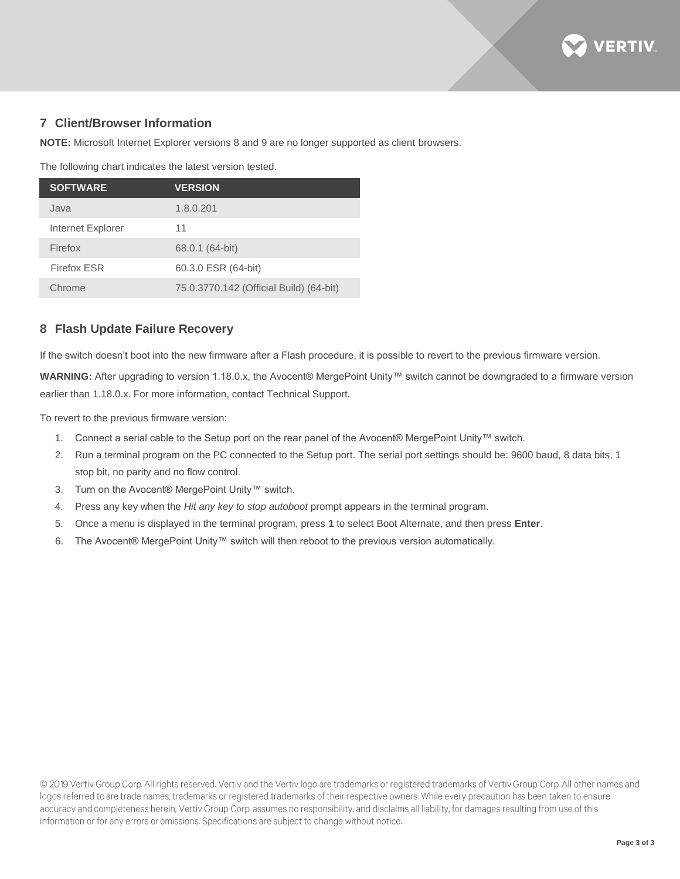## 7 Client/Browser Information

**NOTE:** Microsoft Internet Explorer versions 8 and 9 are no longer supported as client browsers.

The following chart indicates the latest version tested.

| SOFTWARE | VERSION |
| --- | --- |
| Java | 1.8.0.201 |
| Internet Explorer | 11 |
| Firefox | 68.0.1 (64-bit) |
| Firefox ESR | 60.3.0 ESR (64-bit) |
| Chrome | 75.0.3770.142 (Official Build) (64-bit) |

## 8 Flash Update Failure Recovery

If the switch doesn't boot into the new firmware after a Flash procedure, it is possible to revert to the previous firmware version.

**WARNING:** After upgrading to version 1.18.0.x, the Avocent® MergePoint Unity™ switch cannot be downgraded to a firmware version earlier than 1.18.0.x. For more information, contact Technical Support.

To revert to the previous firmware version:

1. Connect a serial cable to the Setup port on the rear panel of the Avocent® MergePoint Unity™ switch.
2. Run a terminal program on the PC connected to the Setup port. The serial port settings should be: 9600 baud, 8 data bits, 1 stop bit, no parity and no flow control.
3. Turn on the Avocent® MergePoint Unity™ switch.
4. Press any key when the *Hit any key to stop autoboot* prompt appears in the terminal program.
5. Once a menu is displayed in the terminal program, press **1** to select Boot Alternate, and then press **Enter**.
6. The Avocent® MergePoint Unity™ switch will then reboot to the previous version automatically.

© 2019 Vertiv Group Corp. All rights reserved. Vertiv and the Vertiv logo are trademarks or registered trademarks of Vertiv Group Corp. All other names and logos referred to are trade names, trademarks or registered trademarks of their respective owners. While every precaution has been taken to ensure accuracy and completeness herein, Vertiv Group Corp. assumes no responsibility, and disclaims all liability, for damages resulting from use of this information or for any errors or omissions. Specifications are subject to change without notice.